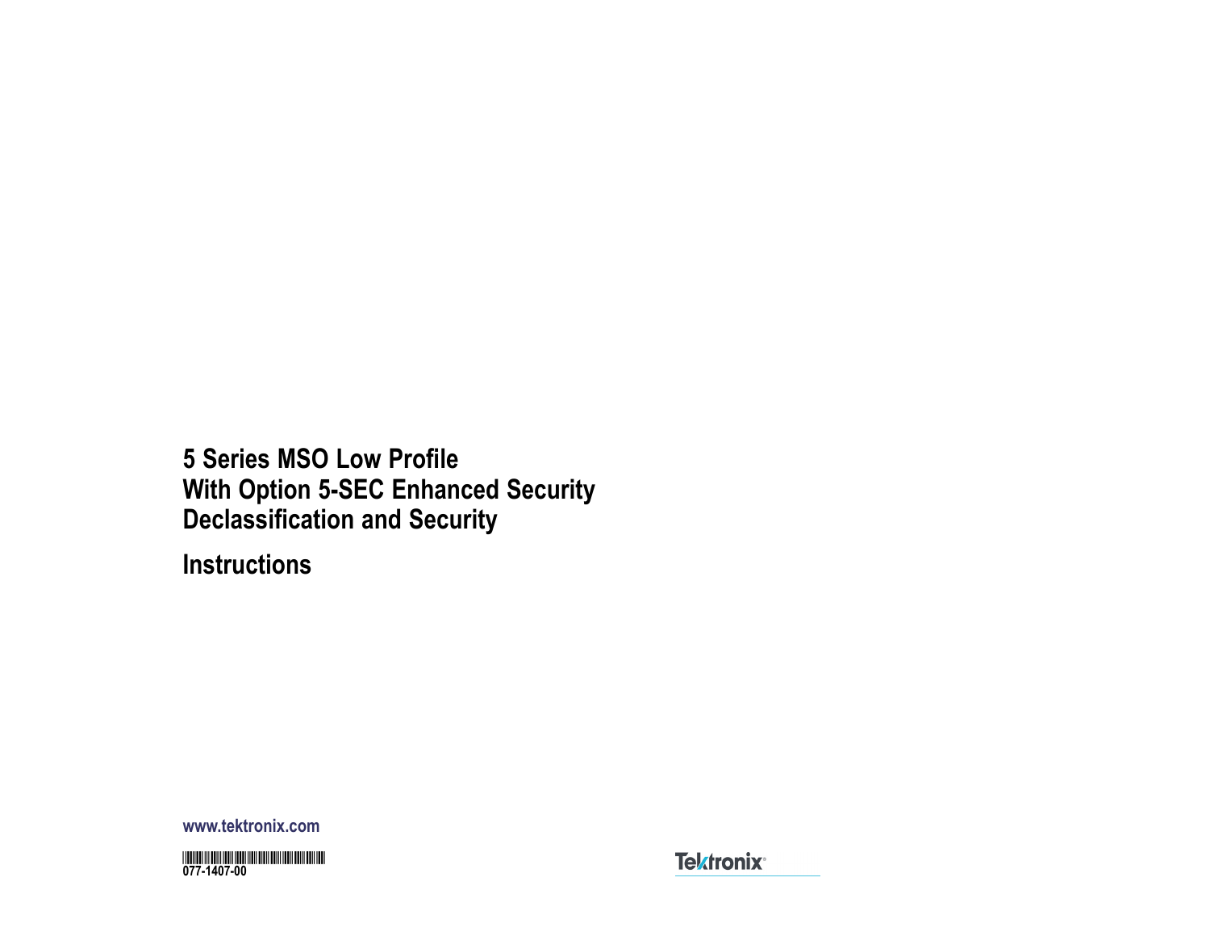# 5 Series MSO Low Profile
# With Option 5-SEC Enhanced Security
# Declassification and Security

# Instructions

www.tektronix.com

077-1407-00

Tektronix®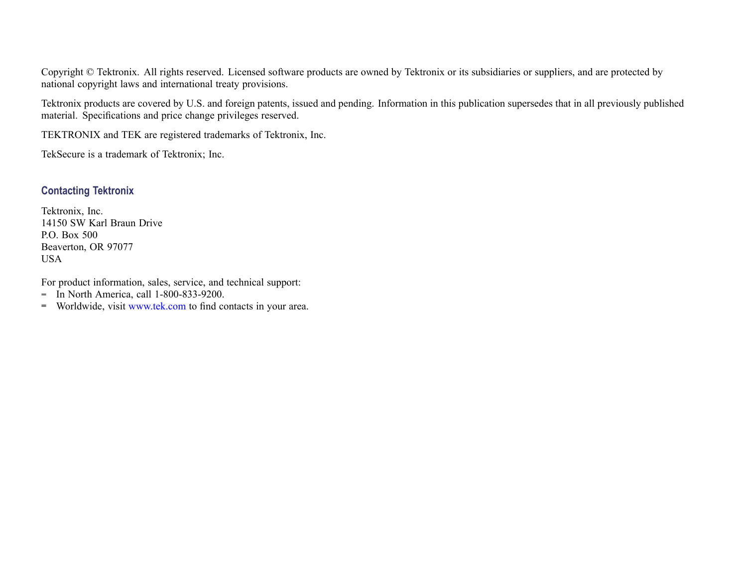Copyright © Tektronix. All rights reserved. Licensed software products are owned by Tektronix or its subsidiaries or suppliers, and are protected by national copyright laws and international treaty provisions.

Tektronix products are covered by U.S. and foreign patents, issued and pending. Information in this publication supersedes that in all previously published material. Specifications and price change privileges reserved.

TEKTRONIX and TEK are registered trademarks of Tektronix, Inc.

TekSecure is a trademark of Tektronix; Inc.

### Contacting Tektronix

Tektronix, Inc.
14150 SW Karl Braun Drive
P.O. Box 500
Beaverton, OR 97077
USA

For product information, sales, service, and technical support:

- In North America, call 1-800-833-9200.
- Worldwide, visit www.tek.com to find contacts in your area.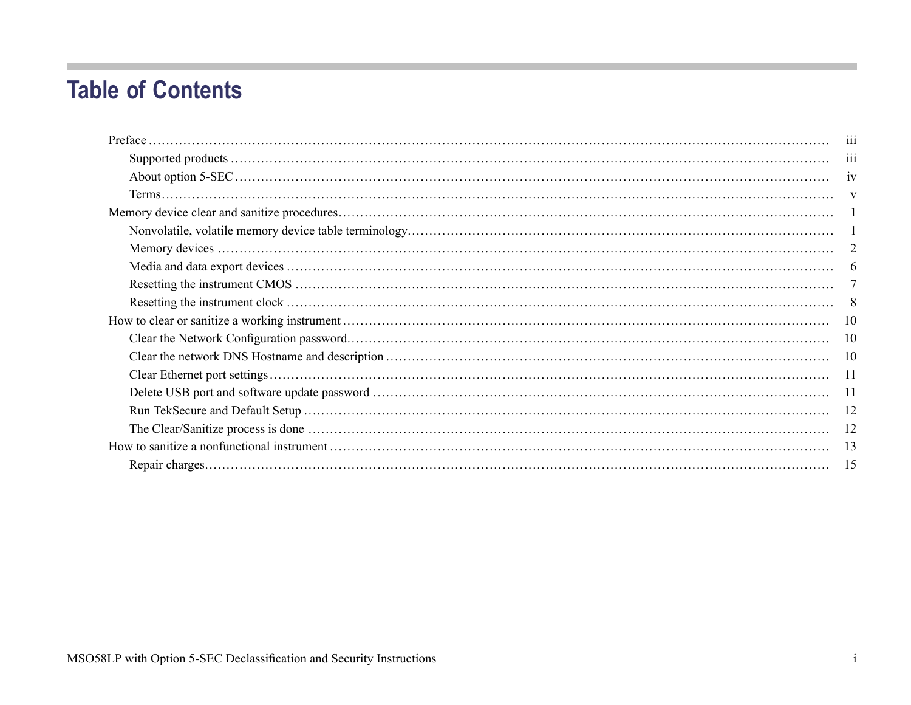# Table of Contents

Preface ........ iii
- Supported products ........ iii
- About option 5-SEC ........ iv
- Terms ........ v

Memory device clear and sanitize procedures ........ 1
- Nonvolatile, volatile memory device table terminology ........ 1
- Memory devices ........ 2
- Media and data export devices ........ 6
- Resetting the instrument CMOS ........ 7
- Resetting the instrument clock ........ 8

How to clear or sanitize a working instrument ........ 10
- Clear the Network Configuration password ........ 10
- Clear the network DNS Hostname and description ........ 10
- Clear Ethernet port settings ........ 11
- Delete USB port and software update password ........ 11
- Run TekSecure and Default Setup ........ 12
- The Clear/Sanitize process is done ........ 12

How to sanitize a nonfunctional instrument ........ 13
- Repair charges ........ 15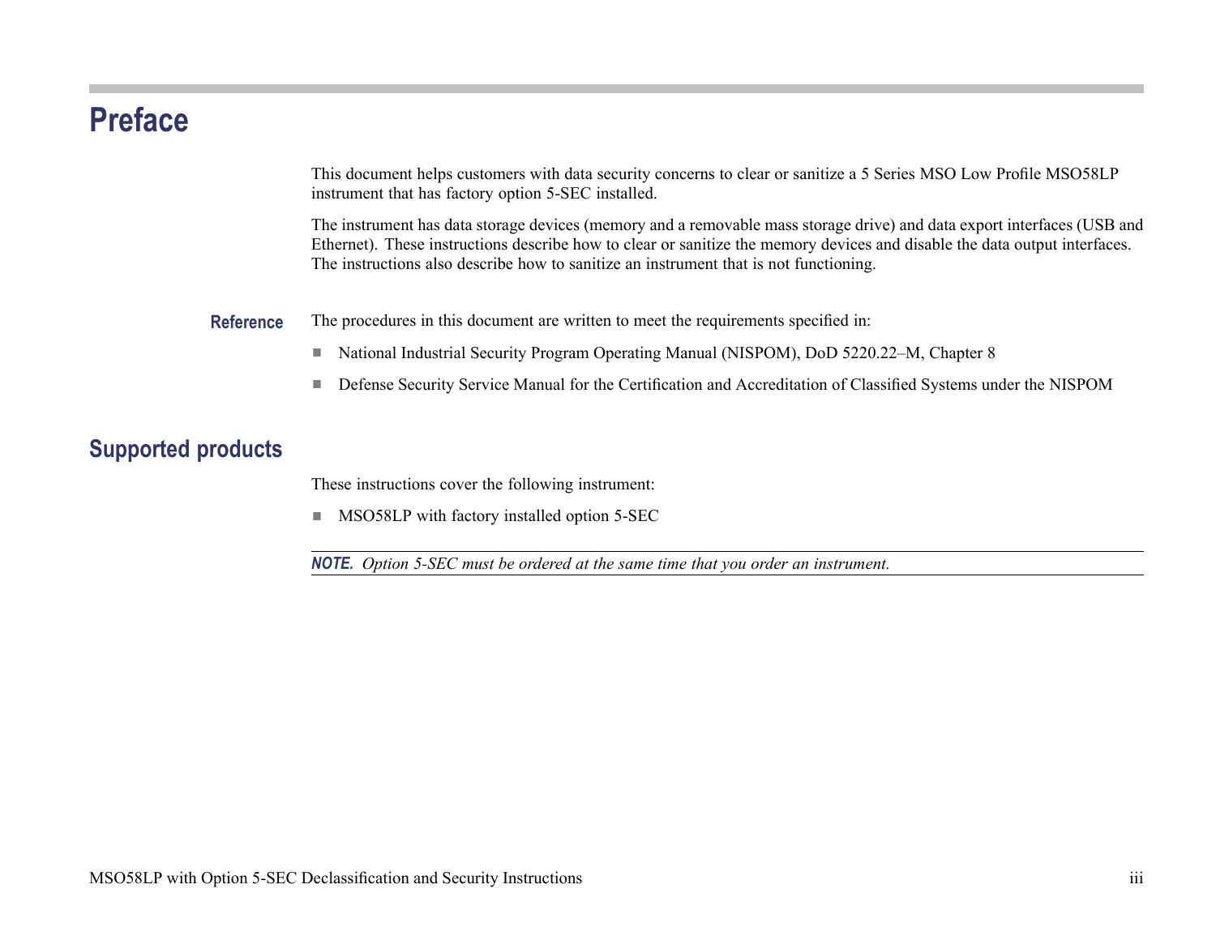# Preface

This document helps customers with data security concerns to clear or sanitize a 5 Series MSO Low Profile MSO58LP instrument that has factory option 5-SEC installed.

The instrument has data storage devices (memory and a removable mass storage drive) and data export interfaces (USB and Ethernet). These instructions describe how to clear or sanitize the memory devices and disable the data output interfaces. The instructions also describe how to sanitize an instrument that is not functioning.

### Reference

The procedures in this document are written to meet the requirements specified in:

- National Industrial Security Program Operating Manual (NISPOM), DoD 5220.22–M, Chapter 8
- Defense Security Service Manual for the Certification and Accreditation of Classified Systems under the NISPOM

## Supported products

These instructions cover the following instrument:

- MSO58LP with factory installed option 5-SEC

***NOTE.*** *Option 5-SEC must be ordered at the same time that you order an instrument.*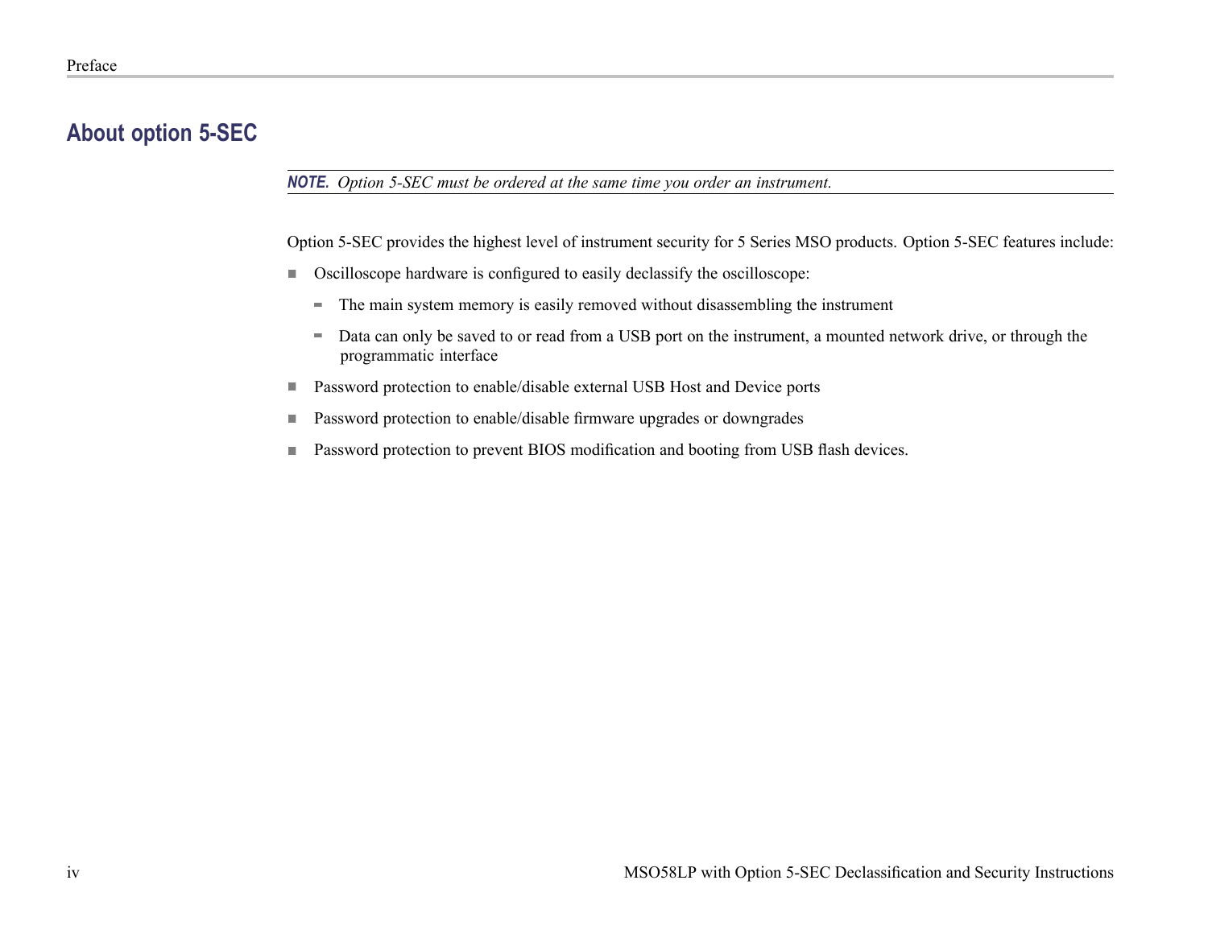## About option 5-SEC

***NOTE.*** *Option 5-SEC must be ordered at the same time you order an instrument.*

Option 5-SEC provides the highest level of instrument security for 5 Series MSO products. Option 5-SEC features include:

- Oscilloscope hardware is configured to easily declassify the oscilloscope:
  - The main system memory is easily removed without disassembling the instrument
  - Data can only be saved to or read from a USB port on the instrument, a mounted network drive, or through the programmatic interface
- Password protection to enable/disable external USB Host and Device ports
- Password protection to enable/disable firmware upgrades or downgrades
- Password protection to prevent BIOS modification and booting from USB flash devices.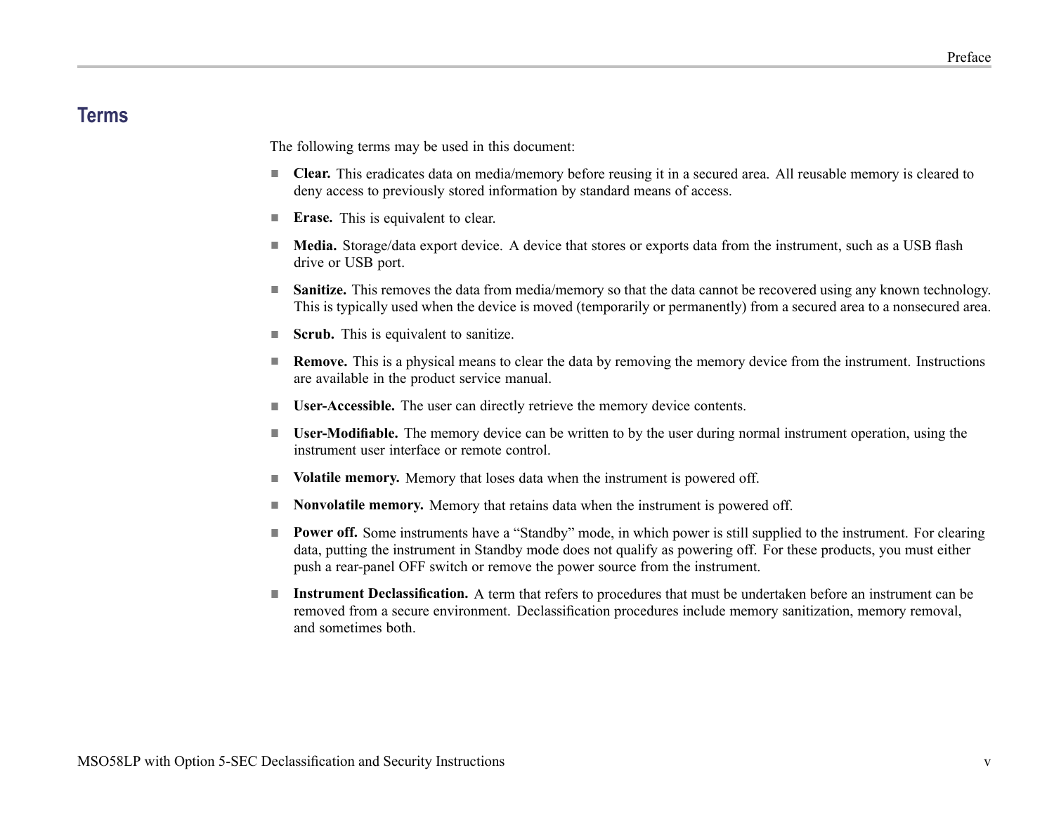## Terms

The following terms may be used in this document:

- **Clear.** This eradicates data on media/memory before reusing it in a secured area. All reusable memory is cleared to deny access to previously stored information by standard means of access.
- **Erase.** This is equivalent to clear.
- **Media.** Storage/data export device. A device that stores or exports data from the instrument, such as a USB flash drive or USB port.
- **Sanitize.** This removes the data from media/memory so that the data cannot be recovered using any known technology. This is typically used when the device is moved (temporarily or permanently) from a secured area to a nonsecured area.
- **Scrub.** This is equivalent to sanitize.
- **Remove.** This is a physical means to clear the data by removing the memory device from the instrument. Instructions are available in the product service manual.
- **User-Accessible.** The user can directly retrieve the memory device contents.
- **User-Modifiable.** The memory device can be written to by the user during normal instrument operation, using the instrument user interface or remote control.
- **Volatile memory.** Memory that loses data when the instrument is powered off.
- **Nonvolatile memory.** Memory that retains data when the instrument is powered off.
- **Power off.** Some instruments have a "Standby" mode, in which power is still supplied to the instrument. For clearing data, putting the instrument in Standby mode does not qualify as powering off. For these products, you must either push a rear-panel OFF switch or remove the power source from the instrument.
- **Instrument Declassification.** A term that refers to procedures that must be undertaken before an instrument can be removed from a secure environment. Declassification procedures include memory sanitization, memory removal, and sometimes both.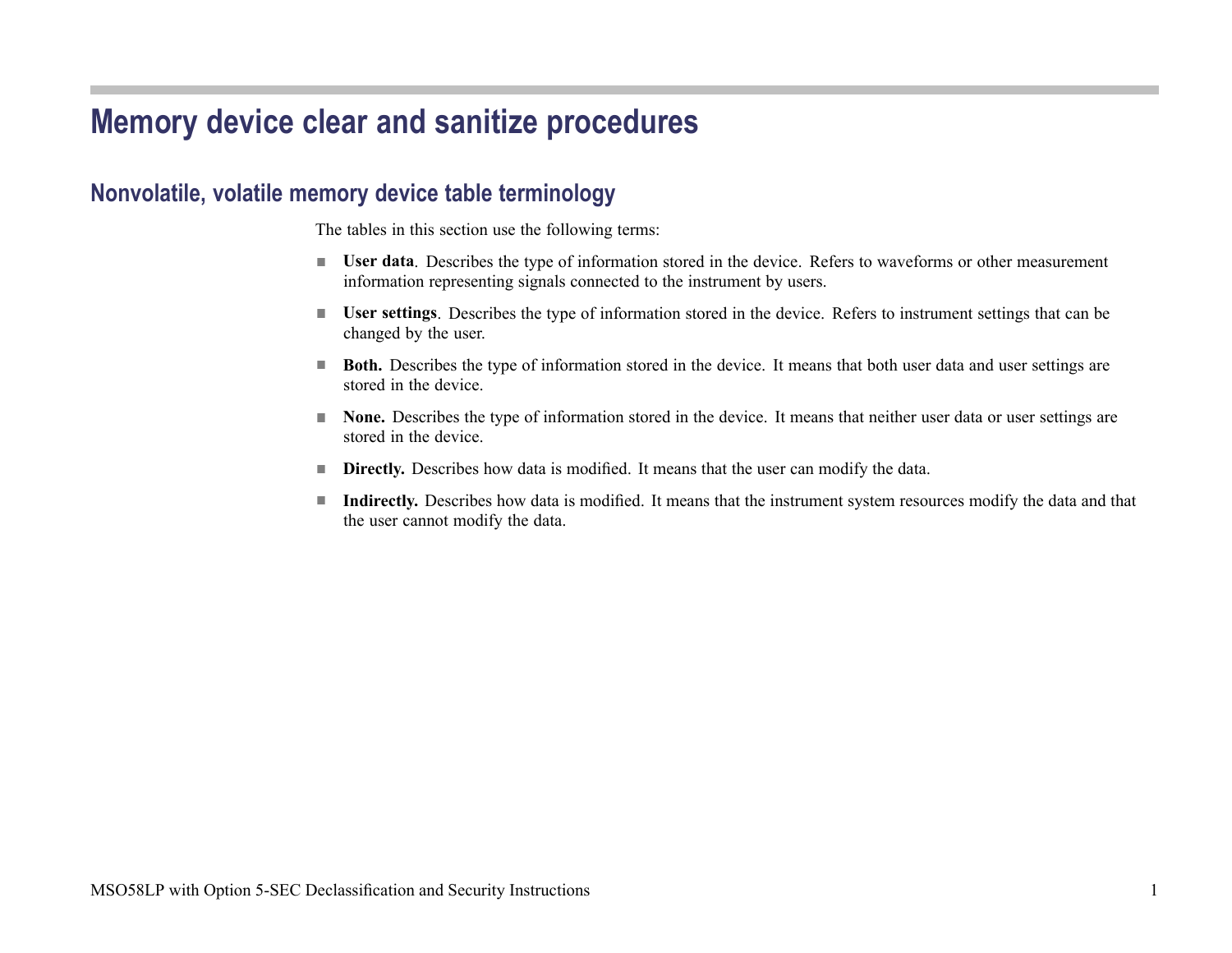# Memory device clear and sanitize procedures

## Nonvolatile, volatile memory device table terminology

The tables in this section use the following terms:

- **User data**. Describes the type of information stored in the device. Refers to waveforms or other measurement information representing signals connected to the instrument by users.
- **User settings**. Describes the type of information stored in the device. Refers to instrument settings that can be changed by the user.
- **Both.** Describes the type of information stored in the device. It means that both user data and user settings are stored in the device.
- **None.** Describes the type of information stored in the device. It means that neither user data or user settings are stored in the device.
- **Directly.** Describes how data is modified. It means that the user can modify the data.
- **Indirectly.** Describes how data is modified. It means that the instrument system resources modify the data and that the user cannot modify the data.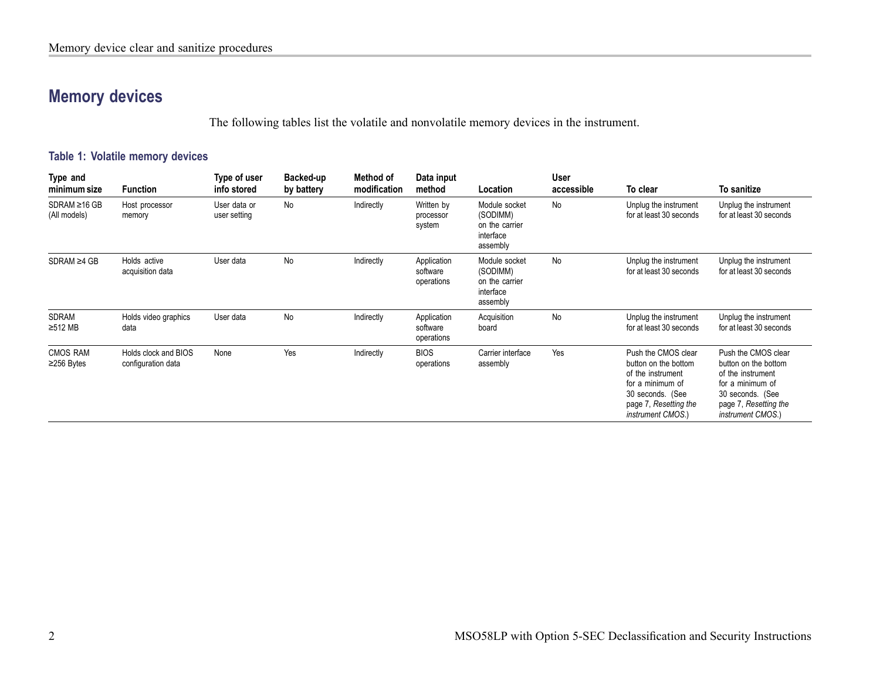## Memory devices

The following tables list the volatile and nonvolatile memory devices in the instrument.

**Table 1: Volatile memory devices**

| Type and minimum size | Function | Type of user info stored | Backed-up by battery | Method of modification | Data input method | Location | User accessible | To clear | To sanitize |
|---|---|---|---|---|---|---|---|---|---|
| SDRAM ≥16 GB (All models) | Host processor memory | User data or user setting | No | Indirectly | Written by processor system | Module socket (SODIMM) on the carrier interface assembly | No | Unplug the instrument for at least 30 seconds | Unplug the instrument for at least 30 seconds |
| SDRAM ≥4 GB | Holds active acquisition data | User data | No | Indirectly | Application software operations | Module socket (SODIMM) on the carrier interface assembly | No | Unplug the instrument for at least 30 seconds | Unplug the instrument for at least 30 seconds |
| SDRAM ≥512 MB | Holds video graphics data | User data | No | Indirectly | Application software operations | Acquisition board | No | Unplug the instrument for at least 30 seconds | Unplug the instrument for at least 30 seconds |
| CMOS RAM ≥256 Bytes | Holds clock and BIOS configuration data | None | Yes | Indirectly | BIOS operations | Carrier interface assembly | Yes | Push the CMOS clear button on the bottom of the instrument for a minimum of 30 seconds. (See page 7, *Resetting the instrument CMOS*.) | Push the CMOS clear button on the bottom of the instrument for a minimum of 30 seconds. (See page 7, *Resetting the instrument CMOS*.) |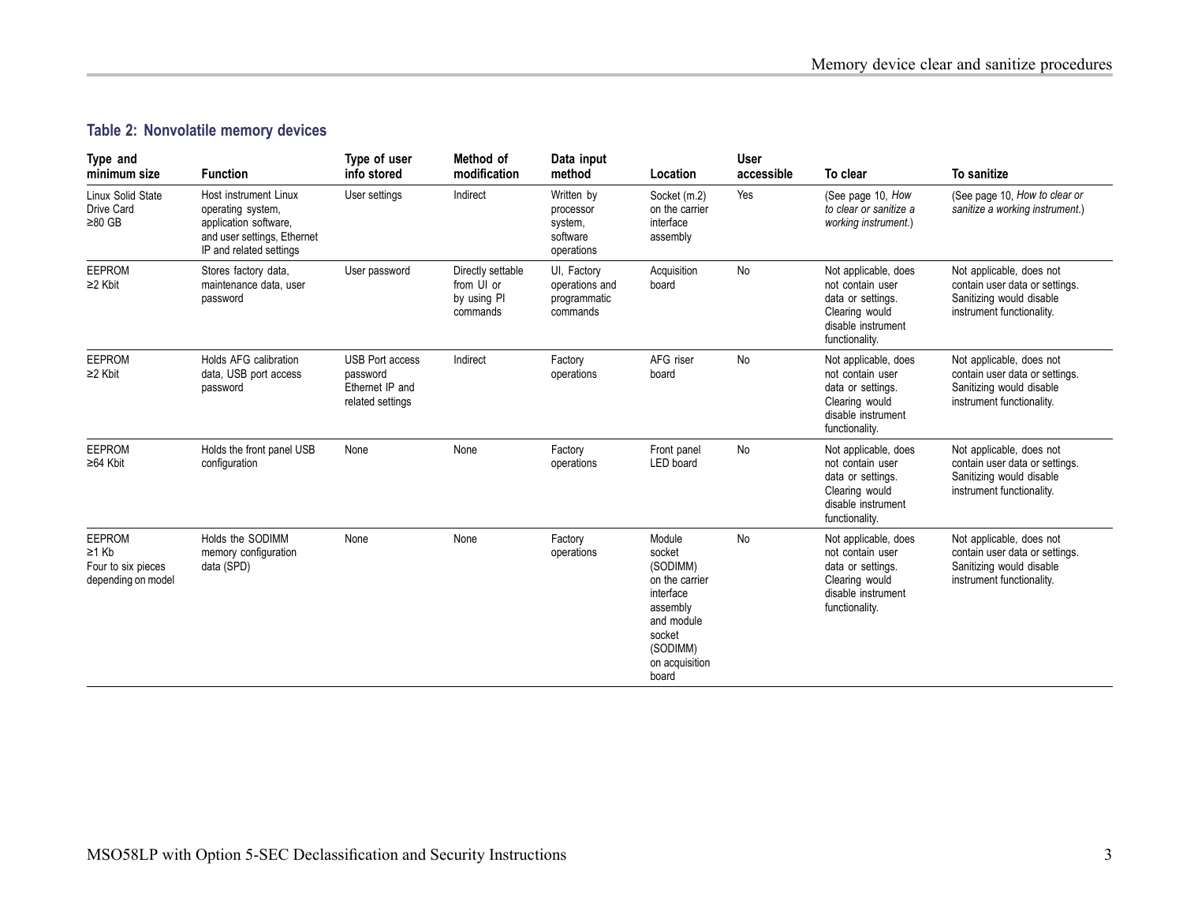**Table 2: Nonvolatile memory devices**

| Type and minimum size | Function | Type of user info stored | Method of modification | Data input method | Location | User accessible | To clear | To sanitize |
|---|---|---|---|---|---|---|---|---|
| Linux Solid State Drive Card ≥80 GB | Host instrument Linux operating system, application software, and user settings, Ethernet IP and related settings | User settings | Indirect | Written by processor system, software operations | Socket (m.2) on the carrier interface assembly | Yes | (See page 10, *How to clear or sanitize a working instrument*.) | (See page 10, *How to clear or sanitize a working instrument*.) |
| EEPROM ≥2 Kbit | Stores factory data, maintenance data, user password | User password | Directly settable from UI or by using PI commands | UI, Factory operations and programmatic commands | Acquisition board | No | Not applicable, does not contain user data or settings. Clearing would disable instrument functionality. | Not applicable, does not contain user data or settings. Sanitizing would disable instrument functionality. |
| EEPROM ≥2 Kbit | Holds AFG calibration data, USB port access password | USB Port access password Ethernet IP and related settings | Indirect | Factory operations | AFG riser board | No | Not applicable, does not contain user data or settings. Clearing would disable instrument functionality. | Not applicable, does not contain user data or settings. Sanitizing would disable instrument functionality. |
| EEPROM ≥64 Kbit | Holds the front panel USB configuration | None | None | Factory operations | Front panel LED board | No | Not applicable, does not contain user data or settings. Clearing would disable instrument functionality. | Not applicable, does not contain user data or settings. Sanitizing would disable instrument functionality. |
| EEPROM ≥1 Kb Four to six pieces depending on model | Holds the SODIMM memory configuration data (SPD) | None | None | Factory operations | Module socket (SODIMM) on the carrier interface assembly and module socket (SODIMM) on acquisition board | No | Not applicable, does not contain user data or settings. Clearing would disable instrument functionality. | Not applicable, does not contain user data or settings. Sanitizing would disable instrument functionality. |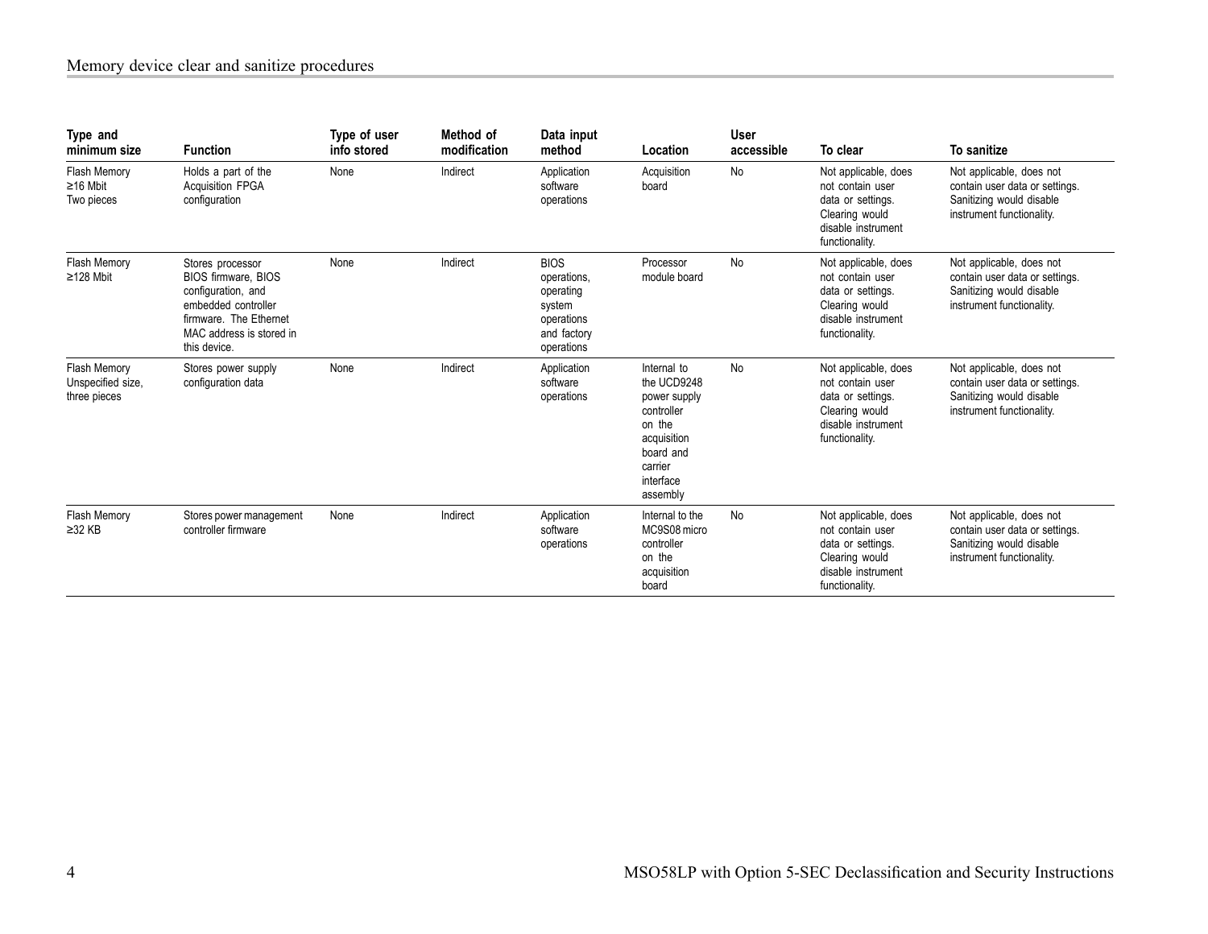| Type and minimum size | Function | Type of user info stored | Method of modification | Data input method | Location | User accessible | To clear | To sanitize |
|---|---|---|---|---|---|---|---|---|
| Flash Memory ≥16 Mbit Two pieces | Holds a part of the Acquisition FPGA configuration | None | Indirect | Application software operations | Acquisition board | No | Not applicable, does not contain user data or settings. Clearing would disable instrument functionality. | Not applicable, does not contain user data or settings. Sanitizing would disable instrument functionality. |
| Flash Memory ≥128 Mbit | Stores processor BIOS firmware, BIOS configuration, and embedded controller firmware. The Ethernet MAC address is stored in this device. | None | Indirect | BIOS operations, operating system operations and factory operations | Processor module board | No | Not applicable, does not contain user data or settings. Clearing would disable instrument functionality. | Not applicable, does not contain user data or settings. Sanitizing would disable instrument functionality. |
| Flash Memory Unspecified size, three pieces | Stores power supply configuration data | None | Indirect | Application software operations | Internal to the UCD9248 power supply controller on the acquisition board and carrier interface assembly | No | Not applicable, does not contain user data or settings. Clearing would disable instrument functionality. | Not applicable, does not contain user data or settings. Sanitizing would disable instrument functionality. |
| Flash Memory ≥32 KB | Stores power management controller firmware | None | Indirect | Application software operations | Internal to the MC9S08 micro controller on the acquisition board | No | Not applicable, does not contain user data or settings. Clearing would disable instrument functionality. | Not applicable, does not contain user data or settings. Sanitizing would disable instrument functionality. |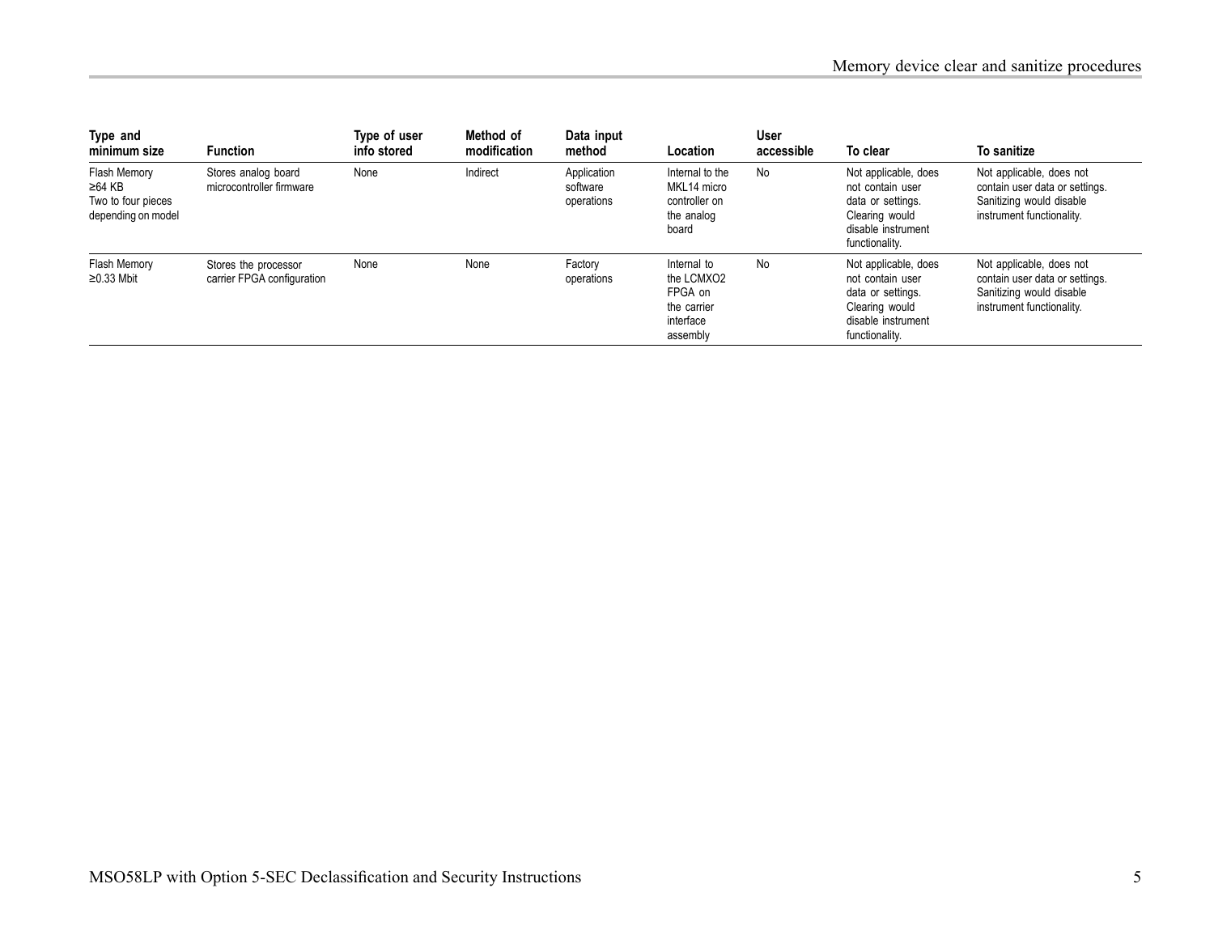| Type and minimum size | Function | Type of user info stored | Method of modification | Data input method | Location | User accessible | To clear | To sanitize |
|---|---|---|---|---|---|---|---|---|
| Flash Memory ≥64 KB Two to four pieces depending on model | Stores analog board microcontroller firmware | None | Indirect | Application software operations | Internal to the MKL14 micro controller on the analog board | No | Not applicable, does not contain user data or settings. Clearing would disable instrument functionality. | Not applicable, does not contain user data or settings. Sanitizing would disable instrument functionality. |
| Flash Memory ≥0.33 Mbit | Stores the processor carrier FPGA configuration | None | None | Factory operations | Internal to the LCMXO2 FPGA on the carrier interface assembly | No | Not applicable, does not contain user data or settings. Clearing would disable instrument functionality. | Not applicable, does not contain user data or settings. Sanitizing would disable instrument functionality. |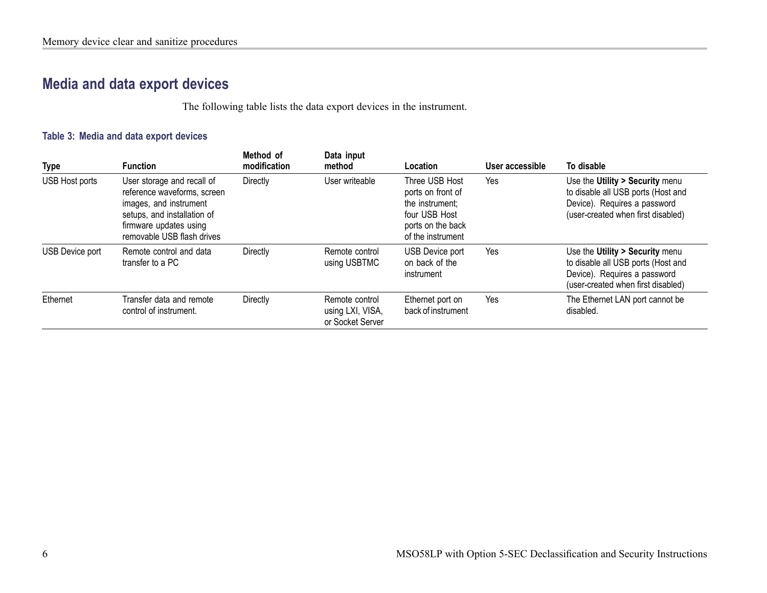## Media and data export devices

The following table lists the data export devices in the instrument.

**Table 3: Media and data export devices**

| Type | Function | Method of modification | Data input method | Location | User accessible | To disable |
|---|---|---|---|---|---|---|
| USB Host ports | User storage and recall of reference waveforms, screen images, and instrument setups, and installation of firmware updates using removable USB flash drives | Directly | User writeable | Three USB Host ports on front of the instrument; four USB Host ports on the back of the instrument | Yes | Use the **Utility > Security** menu to disable all USB ports (Host and Device). Requires a password (user-created when first disabled) |
| USB Device port | Remote control and data transfer to a PC | Directly | Remote control using USBTMC | USB Device port on back of the instrument | Yes | Use the **Utility > Security** menu to disable all USB ports (Host and Device). Requires a password (user-created when first disabled) |
| Ethernet | Transfer data and remote control of instrument. | Directly | Remote control using LXI, VISA, or Socket Server | Ethernet port on back of instrument | Yes | The Ethernet LAN port cannot be disabled. |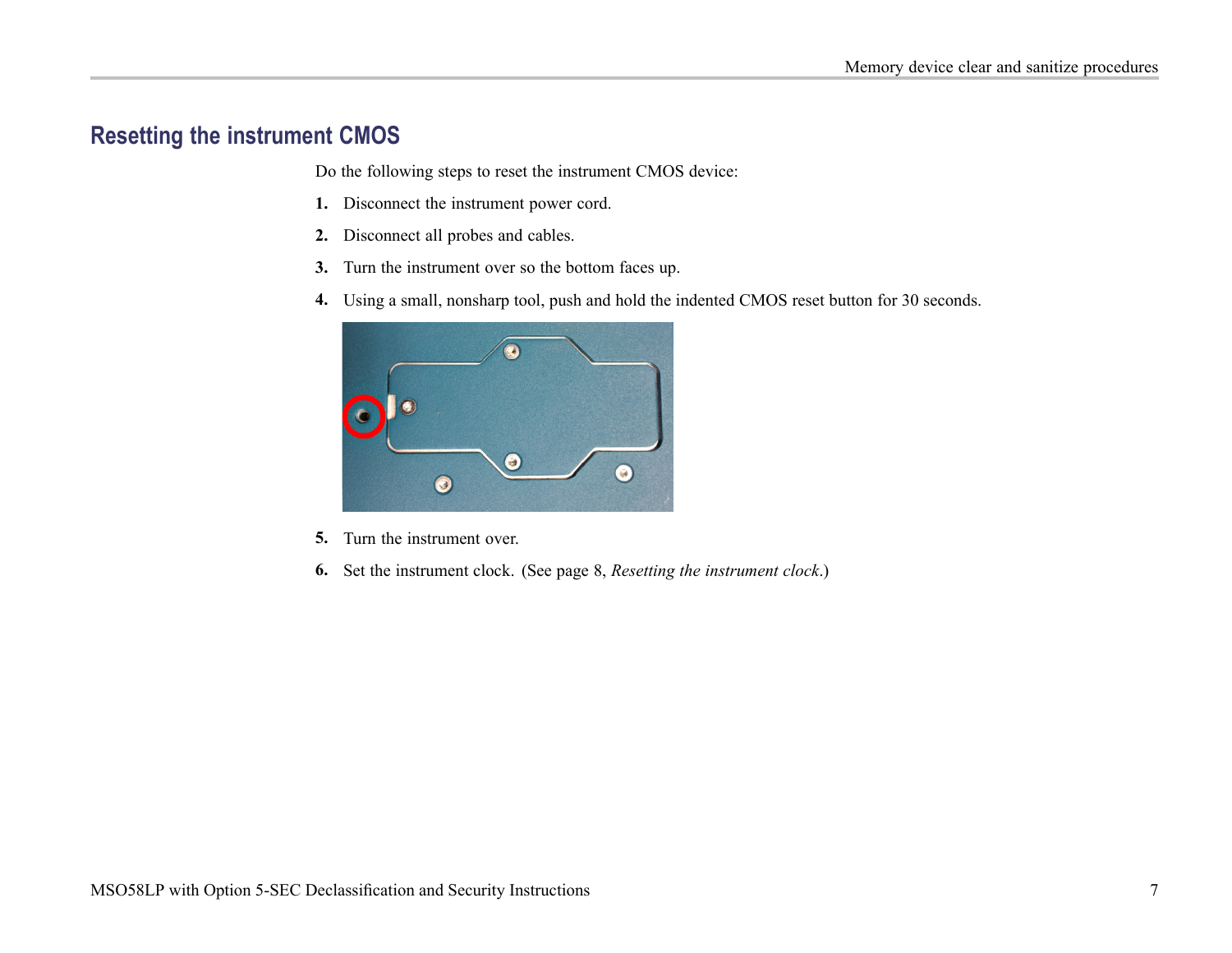## Resetting the instrument CMOS

Do the following steps to reset the instrument CMOS device:

1. Disconnect the instrument power cord.
2. Disconnect all probes and cables.
3. Turn the instrument over so the bottom faces up.
4. Using a small, nonsharp tool, push and hold the indented CMOS reset button for 30 seconds.
5. Turn the instrument over.
6. Set the instrument clock. (See page 8, *Resetting the instrument clock*.)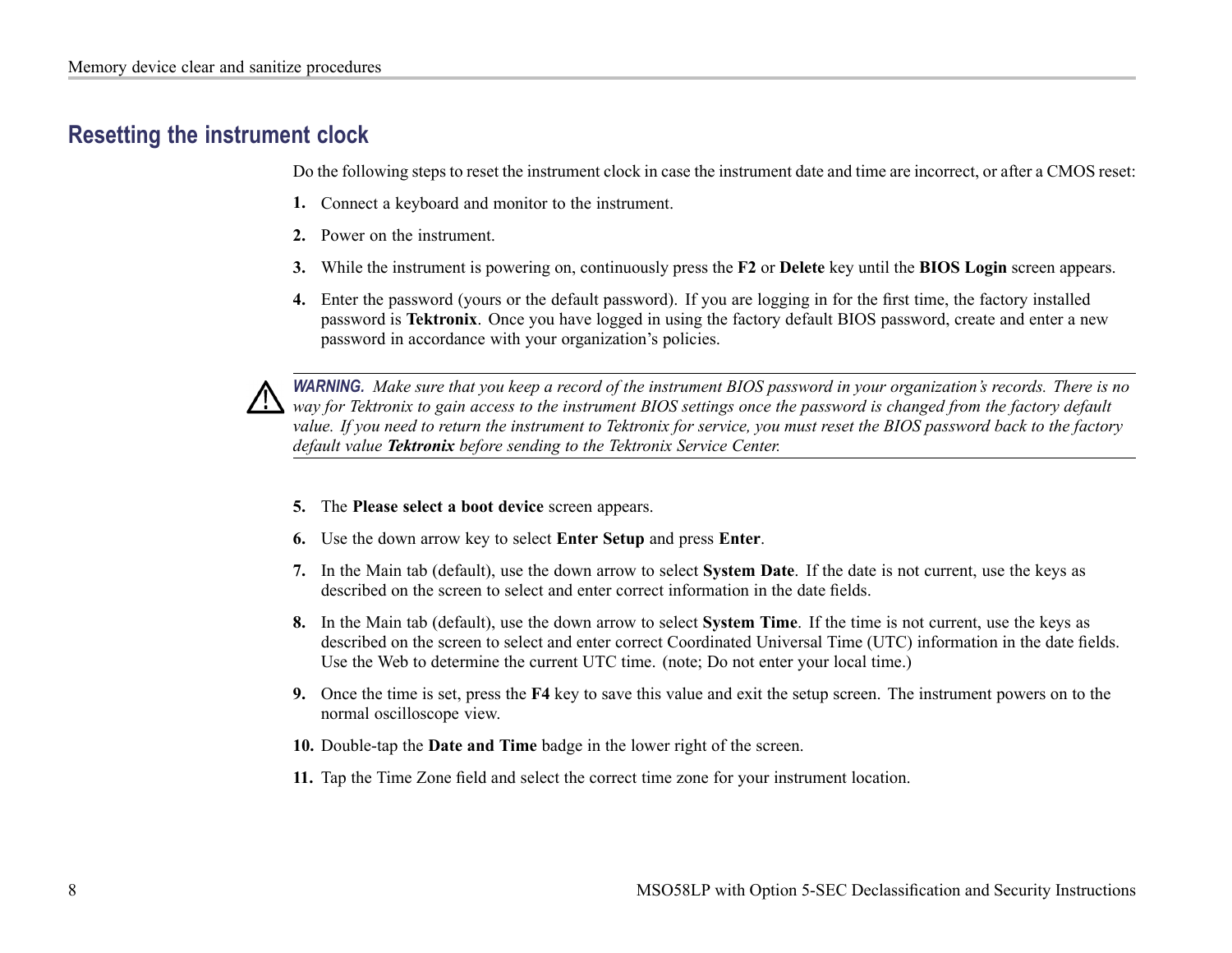## Resetting the instrument clock

Do the following steps to reset the instrument clock in case the instrument date and time are incorrect, or after a CMOS reset:

1. Connect a keyboard and monitor to the instrument.
2. Power on the instrument.
3. While the instrument is powering on, continuously press the **F2** or **Delete** key until the **BIOS Login** screen appears.
4. Enter the password (yours or the default password). If you are logging in for the first time, the factory installed password is **Tektronix**. Once you have logged in using the factory default BIOS password, create and enter a new password in accordance with your organization's policies.

> ***WARNING.*** *Make sure that you keep a record of the instrument BIOS password in your organization's records. There is no way for Tektronix to gain access to the instrument BIOS settings once the password is changed from the factory default value. If you need to return the instrument to Tektronix for service, you must reset the BIOS password back to the factory default value* ***Tektronix*** *before sending to the Tektronix Service Center.*

5. The **Please select a boot device** screen appears.
6. Use the down arrow key to select **Enter Setup** and press **Enter**.
7. In the Main tab (default), use the down arrow to select **System Date**. If the date is not current, use the keys as described on the screen to select and enter correct information in the date fields.
8. In the Main tab (default), use the down arrow to select **System Time**. If the time is not current, use the keys as described on the screen to select and enter correct Coordinated Universal Time (UTC) information in the date fields. Use the Web to determine the current UTC time. (note; Do not enter your local time.)
9. Once the time is set, press the **F4** key to save this value and exit the setup screen. The instrument powers on to the normal oscilloscope view.
10. Double-tap the **Date and Time** badge in the lower right of the screen.
11. Tap the Time Zone field and select the correct time zone for your instrument location.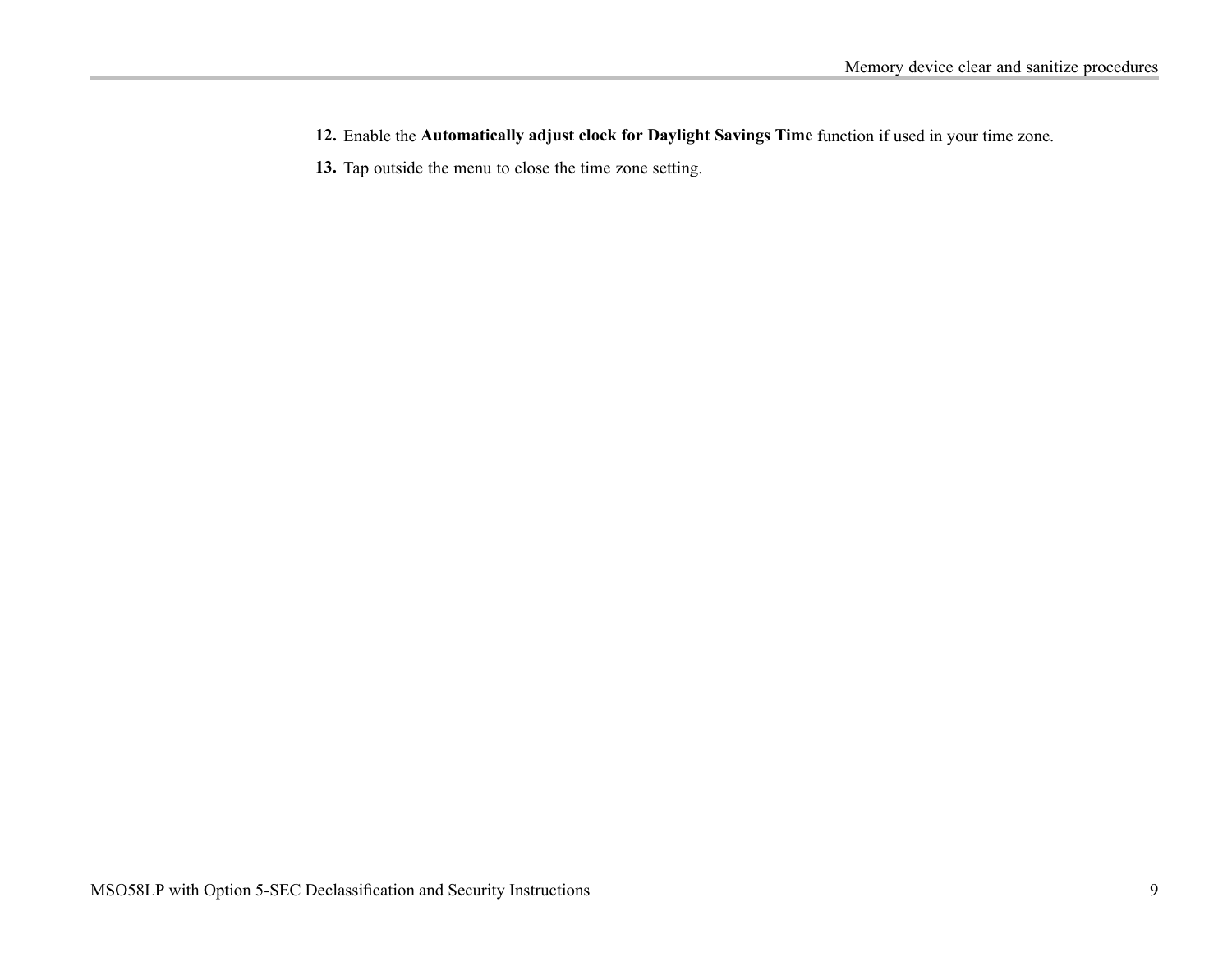12. Enable the **Automatically adjust clock for Daylight Savings Time** function if used in your time zone.
13. Tap outside the menu to close the time zone setting.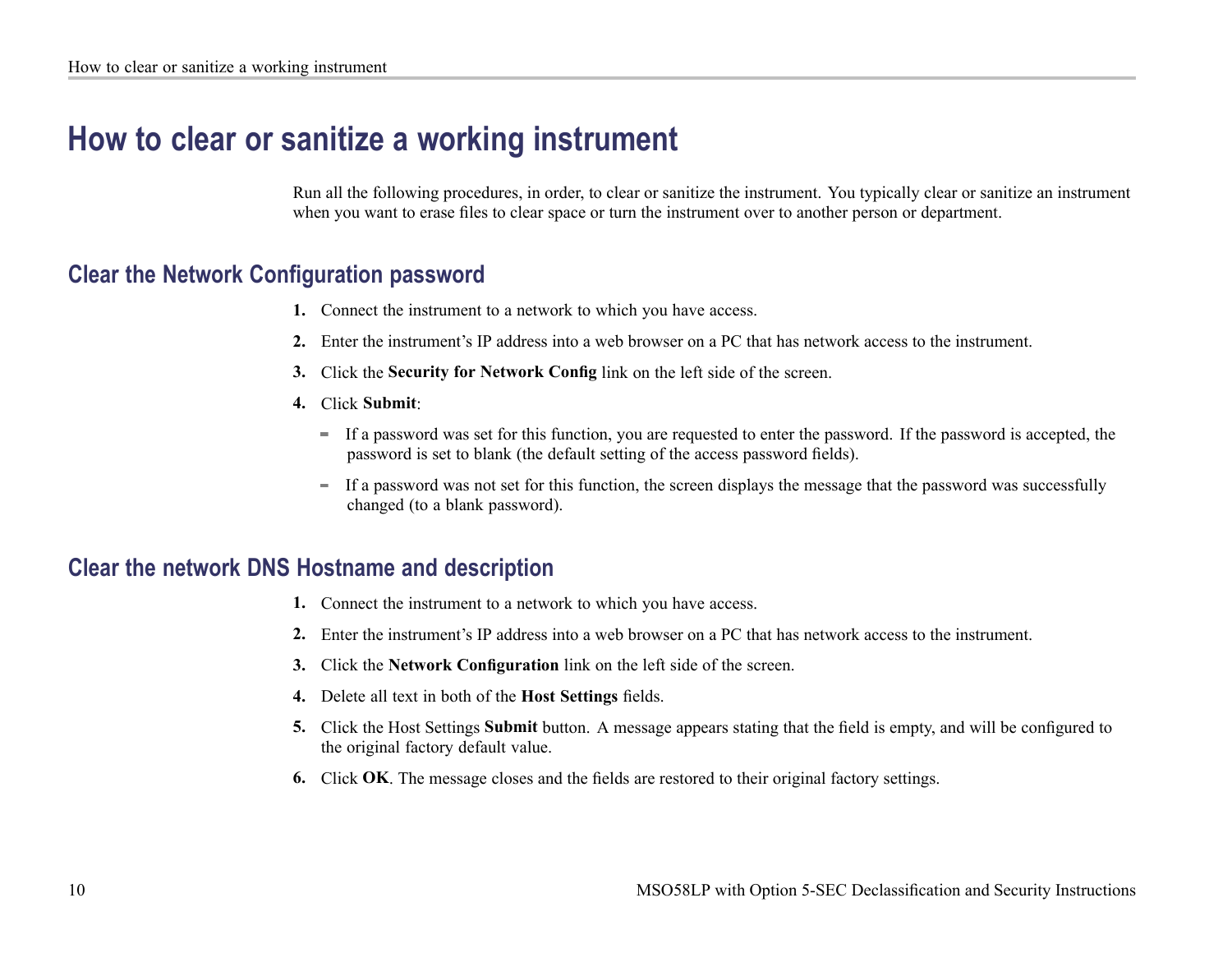# How to clear or sanitize a working instrument

Run all the following procedures, in order, to clear or sanitize the instrument. You typically clear or sanitize an instrument when you want to erase files to clear space or turn the instrument over to another person or department.

## Clear the Network Configuration password

1. Connect the instrument to a network to which you have access.
2. Enter the instrument's IP address into a web browser on a PC that has network access to the instrument.
3. Click the **Security for Network Config** link on the left side of the screen.
4. Click **Submit**:
   - If a password was set for this function, you are requested to enter the password. If the password is accepted, the password is set to blank (the default setting of the access password fields).
   - If a password was not set for this function, the screen displays the message that the password was successfully changed (to a blank password).

## Clear the network DNS Hostname and description

1. Connect the instrument to a network to which you have access.
2. Enter the instrument's IP address into a web browser on a PC that has network access to the instrument.
3. Click the **Network Configuration** link on the left side of the screen.
4. Delete all text in both of the **Host Settings** fields.
5. Click the Host Settings **Submit** button. A message appears stating that the field is empty, and will be configured to the original factory default value.
6. Click **OK**. The message closes and the fields are restored to their original factory settings.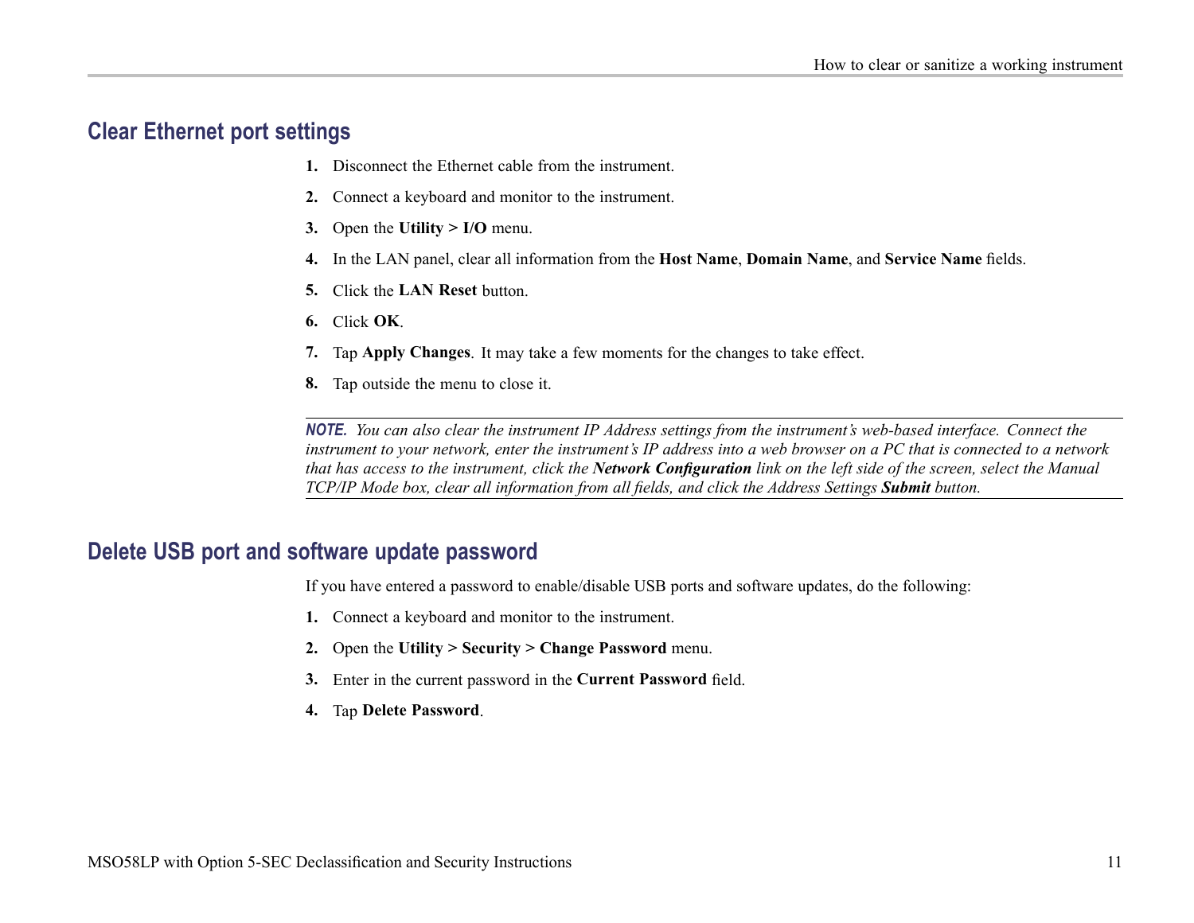## Clear Ethernet port settings

1. Disconnect the Ethernet cable from the instrument.
2. Connect a keyboard and monitor to the instrument.
3. Open the **Utility > I/O** menu.
4. In the LAN panel, clear all information from the **Host Name**, **Domain Name**, and **Service Name** fields.
5. Click the **LAN Reset** button.
6. Click **OK**.
7. Tap **Apply Changes**. It may take a few moments for the changes to take effect.
8. Tap outside the menu to close it.

***NOTE.*** *You can also clear the instrument IP Address settings from the instrument's web-based interface. Connect the instrument to your network, enter the instrument's IP address into a web browser on a PC that is connected to a network that has access to the instrument, click the* ***Network Configuration*** *link on the left side of the screen, select the Manual TCP/IP Mode box, clear all information from all fields, and click the Address Settings* ***Submit*** *button.*

## Delete USB port and software update password

If you have entered a password to enable/disable USB ports and software updates, do the following:

1. Connect a keyboard and monitor to the instrument.
2. Open the **Utility > Security > Change Password** menu.
3. Enter in the current password in the **Current Password** field.
4. Tap **Delete Password**.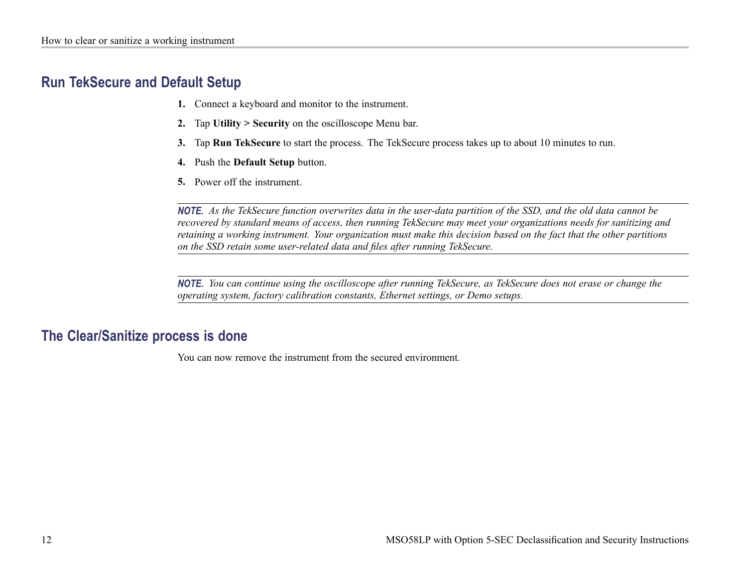## Run TekSecure and Default Setup

1. Connect a keyboard and monitor to the instrument.
2. Tap **Utility > Security** on the oscilloscope Menu bar.
3. Tap **Run TekSecure** to start the process. The TekSecure process takes up to about 10 minutes to run.
4. Push the **Default Setup** button.
5. Power off the instrument.

***NOTE.*** *As the TekSecure function overwrites data in the user-data partition of the SSD, and the old data cannot be recovered by standard means of access, then running TekSecure may meet your organizations needs for sanitizing and retaining a working instrument. Your organization must make this decision based on the fact that the other partitions on the SSD retain some user-related data and files after running TekSecure.*

***NOTE.*** *You can continue using the oscilloscope after running TekSecure, as TekSecure does not erase or change the operating system, factory calibration constants, Ethernet settings, or Demo setups.*

## The Clear/Sanitize process is done

You can now remove the instrument from the secured environment.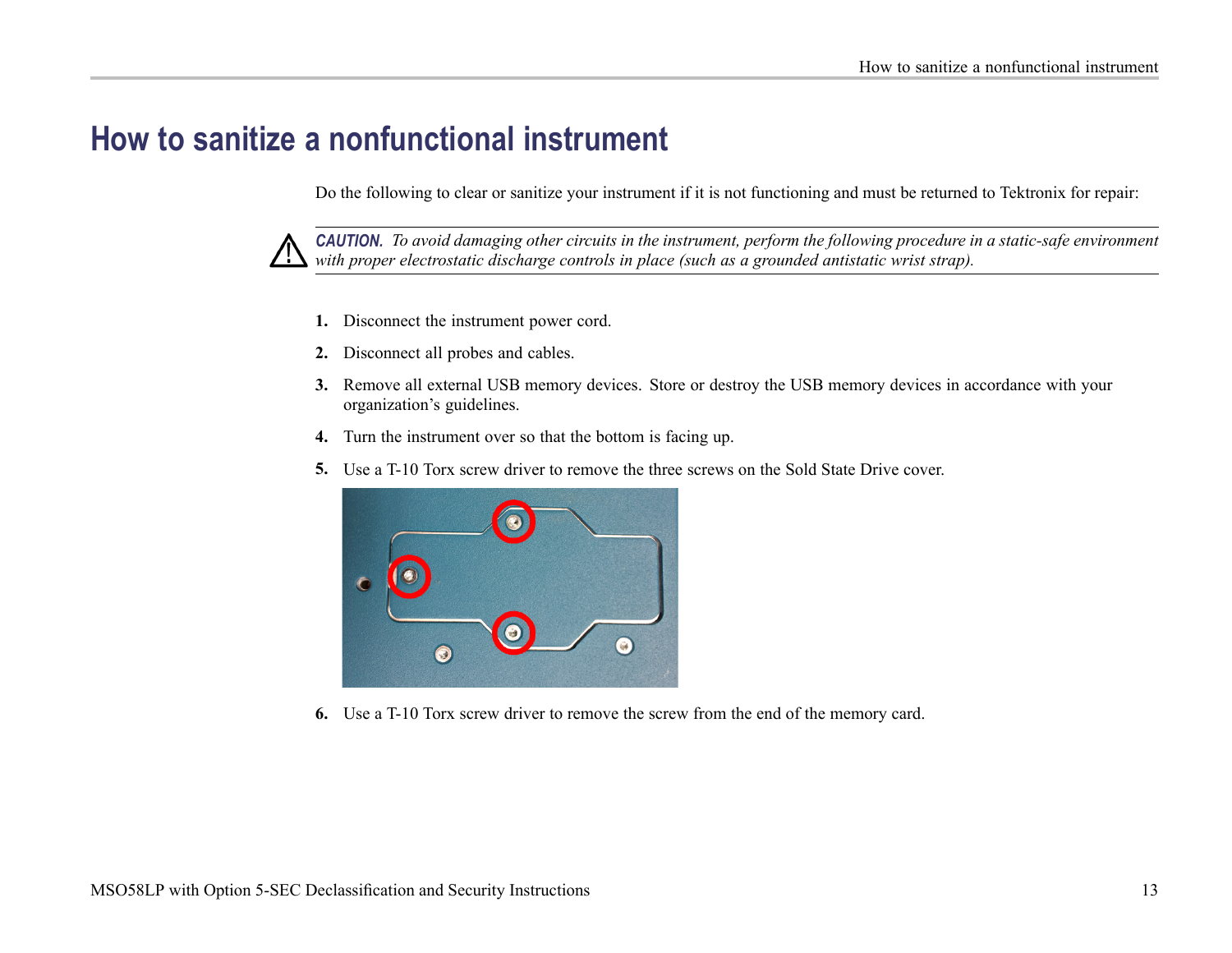# How to sanitize a nonfunctional instrument

Do the following to clear or sanitize your instrument if it is not functioning and must be returned to Tektronix for repair:

***CAUTION.*** *To avoid damaging other circuits in the instrument, perform the following procedure in a static-safe environment with proper electrostatic discharge controls in place (such as a grounded antistatic wrist strap).*

1. Disconnect the instrument power cord.
2. Disconnect all probes and cables.
3. Remove all external USB memory devices. Store or destroy the USB memory devices in accordance with your organization's guidelines.
4. Turn the instrument over so that the bottom is facing up.
5. Use a T-10 Torx screw driver to remove the three screws on the Sold State Drive cover.
6. Use a T-10 Torx screw driver to remove the screw from the end of the memory card.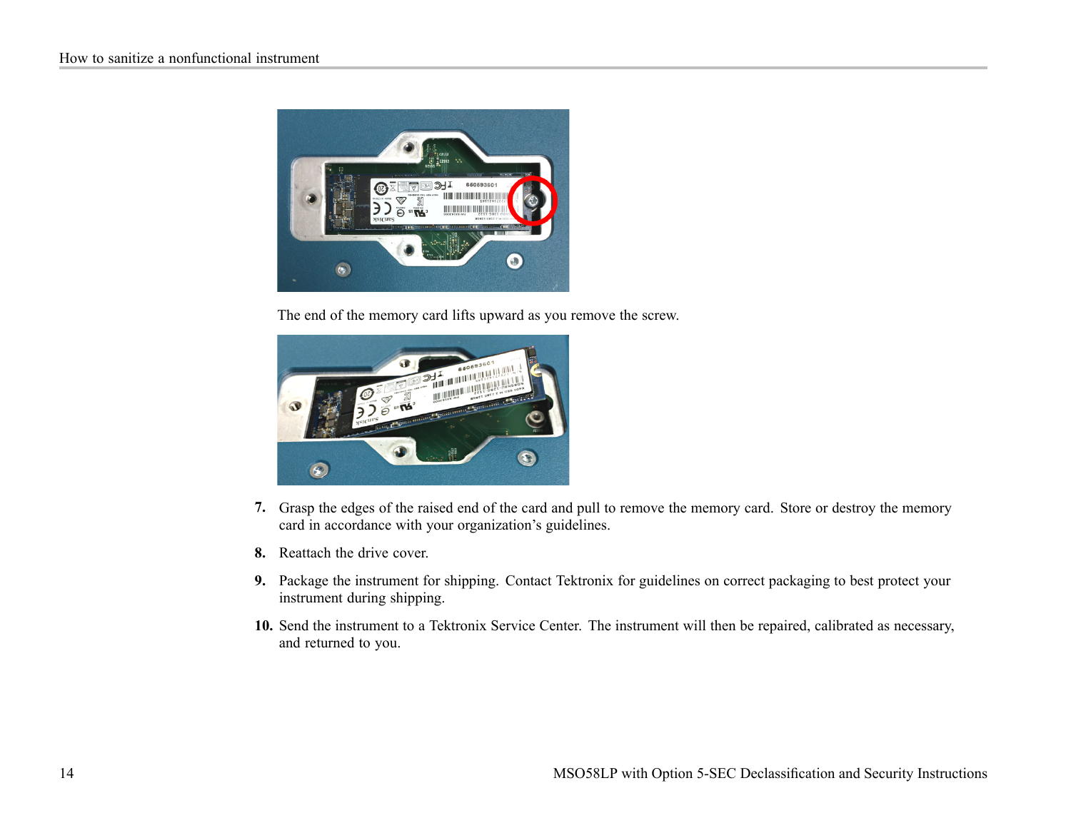The end of the memory card lifts upward as you remove the screw.

7. Grasp the edges of the raised end of the card and pull to remove the memory card. Store or destroy the memory card in accordance with your organization's guidelines.
8. Reattach the drive cover.
9. Package the instrument for shipping. Contact Tektronix for guidelines on correct packaging to best protect your instrument during shipping.
10. Send the instrument to a Tektronix Service Center. The instrument will then be repaired, calibrated as necessary, and returned to you.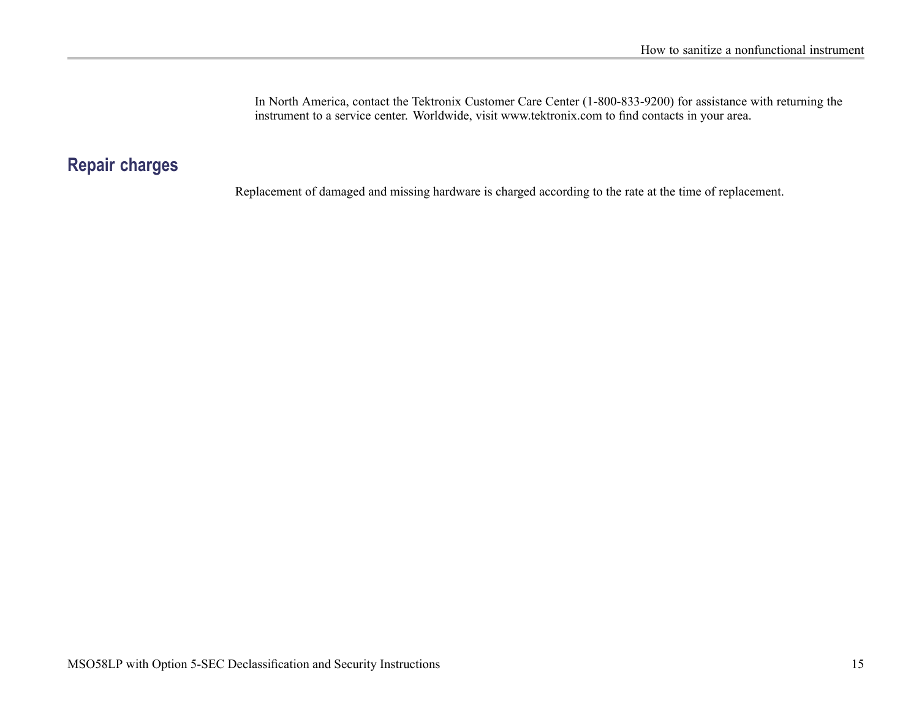In North America, contact the Tektronix Customer Care Center (1-800-833-9200) for assistance with returning the instrument to a service center. Worldwide, visit www.tektronix.com to find contacts in your area.

## Repair charges

Replacement of damaged and missing hardware is charged according to the rate at the time of replacement.